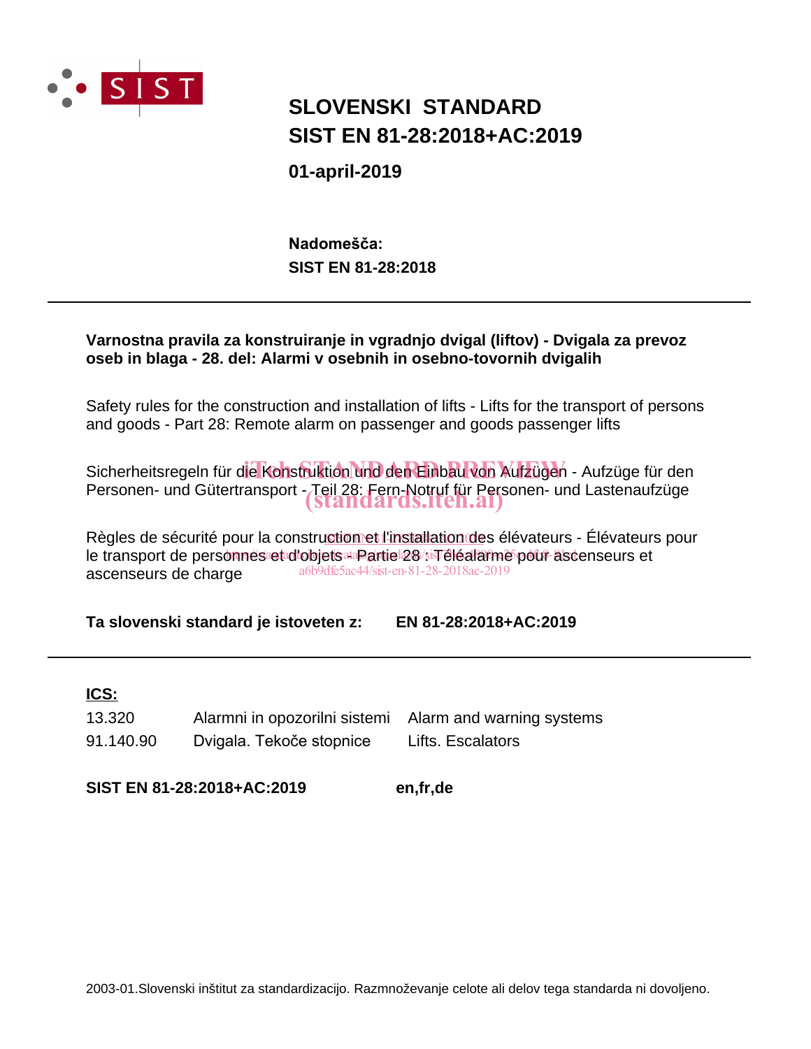# SLOVENSKI STANDARD
# SIST EN 81-28:2018+AC:2019

**01-april-2019**

**Nadomešča:**
**SIST EN 81-28:2018**

---

**Varnostna pravila za konstruiranje in vgradnjo dvigal (liftov) - Dvigala za prevoz oseb in blaga - 28. del: Alarmi v osebnih in osebno-tovornih dvigalih**

Safety rules for the construction and installation of lifts - Lifts for the transport of persons and goods - Part 28: Remote alarm on passenger and goods passenger lifts

Sicherheitsregeln für die Konstruktion und den Einbau von Aufzügen - Aufzüge für den Personen- und Gütertransport - Teil 28: Fern-Notruf für Personen- und Lastenaufzüge

Règles de sécurité pour la construction et l'installation des élévateurs - Élévateurs pour le transport de personnes et d'objets - Partie 28 : Téléalarme pour ascenseurs et ascenseurs de charge

**Ta slovenski standard je istoveten z: EN 81-28:2018+AC:2019**

---

**ICS:**

| | | |
|---|---|---|
| 13.320 | Alarmni in opozorilni sistemi | Alarm and warning systems |
| 91.140.90 | Dvigala. Tekoče stopnice | Lifts. Escalators |

**SIST EN 81-28:2018+AC:2019** **en,fr,de**

2003-01.Slovenski inštitut za standardizacijo. Razmnoževanje celote ali delov tega standarda ni dovoljeno.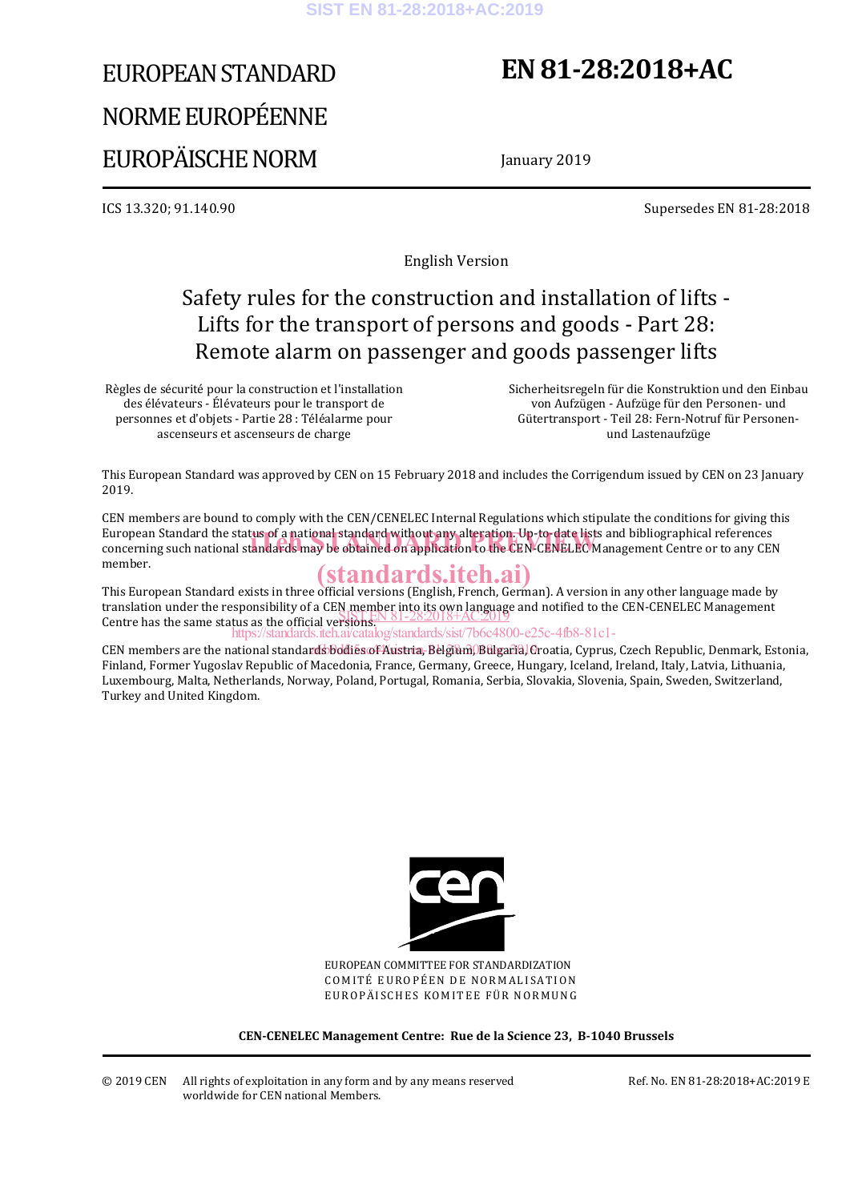# EUROPEAN STANDARD
# NORME EUROPÉENNE
# EUROPÄISCHE NORM

# EN 81-28:2018+AC

January 2019

ICS 13.320; 91.140.90

Supersedes EN 81-28:2018

English Version

## Safety rules for the construction and installation of lifts - Lifts for the transport of persons and goods - Part 28: Remote alarm on passenger and goods passenger lifts

Règles de sécurité pour la construction et l'installation des élévateurs - Élévateurs pour le transport de personnes et d'objets - Partie 28 : Téléalarme pour ascenseurs et ascenseurs de charge

Sicherheitsregeln für die Konstruktion und den Einbau von Aufzügen - Aufzüge für den Personen- und Gütertransport - Teil 28: Fern-Notruf für Personen- und Lastenaufzüge

This European Standard was approved by CEN on 15 February 2018 and includes the Corrigendum issued by CEN on 23 January 2019.

CEN members are bound to comply with the CEN/CENELEC Internal Regulations which stipulate the conditions for giving this European Standard the status of a national standard without any alteration. Up-to-date lists and bibliographical references concerning such national standards may be obtained on application to the CEN-CENELEC Management Centre or to any CEN member.

This European Standard exists in three official versions (English, French, German). A version in any other language made by translation under the responsibility of a CEN member into its own language and notified to the CEN-CENELEC Management Centre has the same status as the official versions.

CEN members are the national standards bodies of Austria, Belgium, Bulgaria, Croatia, Cyprus, Czech Republic, Denmark, Estonia, Finland, Former Yugoslav Republic of Macedonia, France, Germany, Greece, Hungary, Iceland, Ireland, Italy, Latvia, Lithuania, Luxembourg, Malta, Netherlands, Norway, Poland, Portugal, Romania, Serbia, Slovakia, Slovenia, Spain, Sweden, Switzerland, Turkey and United Kingdom.

EUROPEAN COMMITTEE FOR STANDARDIZATION
COMITÉ EUROPÉEN DE NORMALISATION
EUROPÄISCHES KOMITEE FÜR NORMUNG

**CEN-CENELEC Management Centre: Rue de la Science 23, B-1040 Brussels**

© 2019 CEN All rights of exploitation in any form and by any means reserved worldwide for CEN national Members.

Ref. No. EN 81-28:2018+AC:2019 E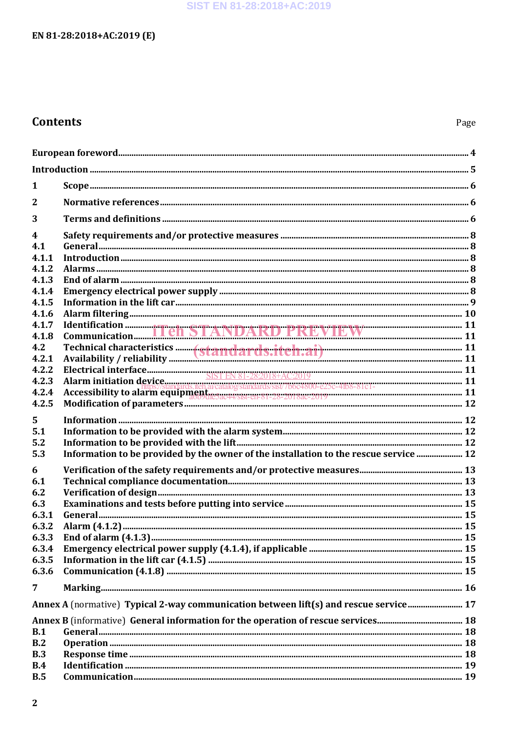## Contents

| | | Page |
|---|---|---|
| | **European foreword** | 4 |
| | **Introduction** | 5 |
| **1** | **Scope** | 6 |
| **2** | **Normative references** | 6 |
| **3** | **Terms and definitions** | 6 |
| **4** | **Safety requirements and/or protective measures** | 8 |
| **4.1** | **General** | 8 |
| **4.1.1** | **Introduction** | 8 |
| **4.1.2** | **Alarms** | 8 |
| **4.1.3** | **End of alarm** | 8 |
| **4.1.4** | **Emergency electrical power supply** | 8 |
| **4.1.5** | **Information in the lift car** | 9 |
| **4.1.6** | **Alarm filtering** | 10 |
| **4.1.7** | **Identification** | 11 |
| **4.1.8** | **Communication** | 11 |
| **4.2** | **Technical characteristics** | 11 |
| **4.2.1** | **Availability / reliability** | 11 |
| **4.2.2** | **Electrical interface** | 11 |
| **4.2.3** | **Alarm initiation device** | 11 |
| **4.2.4** | **Accessibility to alarm equipment** | 11 |
| **4.2.5** | **Modification of parameters** | 12 |
| **5** | **Information** | 12 |
| **5.1** | **Information to be provided with the alarm system** | 12 |
| **5.2** | **Information to be provided with the lift** | 12 |
| **5.3** | **Information to be provided by the owner of the installation to the rescue service** | 12 |
| **6** | **Verification of the safety requirements and/or protective measures** | 13 |
| **6.1** | **Technical compliance documentation** | 13 |
| **6.2** | **Verification of design** | 13 |
| **6.3** | **Examinations and tests before putting into service** | 15 |
| **6.3.1** | **General** | 15 |
| **6.3.2** | **Alarm (4.1.2)** | 15 |
| **6.3.3** | **End of alarm (4.1.3)** | 15 |
| **6.3.4** | **Emergency electrical power supply (4.1.4), if applicable** | 15 |
| **6.3.5** | **Information in the lift car (4.1.5)** | 15 |
| **6.3.6** | **Communication (4.1.8)** | 15 |
| **7** | **Marking** | 16 |
| | **Annex A** (normative) **Typical 2-way communication between lift(s) and rescue service** | 17 |
| | **Annex B** (informative) **General information for the operation of rescue services** | 18 |
| **B.1** | **General** | 18 |
| **B.2** | **Operation** | 18 |
| **B.3** | **Response time** | 18 |
| **B.4** | **Identification** | 19 |
| **B.5** | **Communication** | 19 |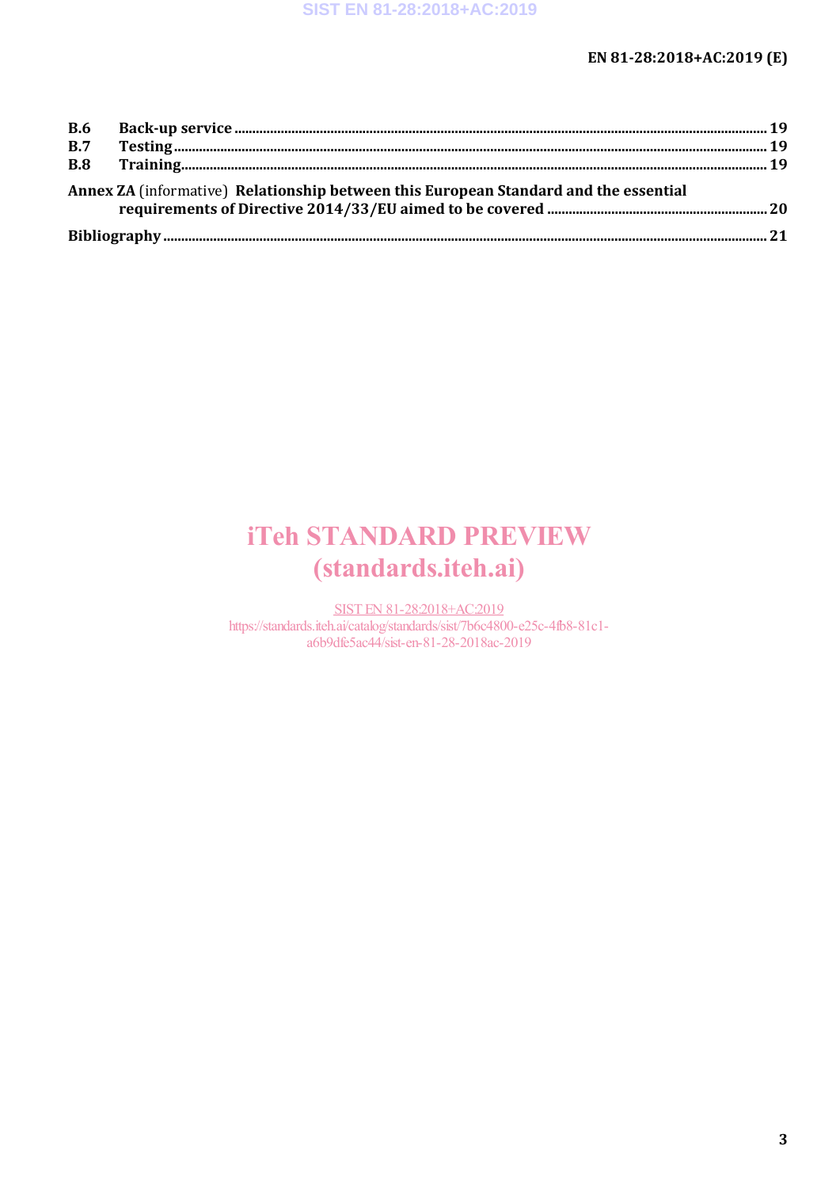| | | |
|---|---|---|
| **B.6** | **Back-up service** | **19** |
| **B.7** | **Testing** | **19** |
| **B.8** | **Training** | **19** |

**Annex ZA** (informative) **Relationship between this European Standard and the essential requirements of Directive 2014/33/EU aimed to be covered** .......... **20**

**Bibliography** .......... **21**

iTeh STANDARD PREVIEW
(standards.iteh.ai)

SIST EN 81-28:2018+AC:2019
https://standards.iteh.ai/catalog/standards/sist/7b6c4800-e25c-4fb8-81c1-a6b9dfe5ac44/sist-en-81-28-2018ac-2019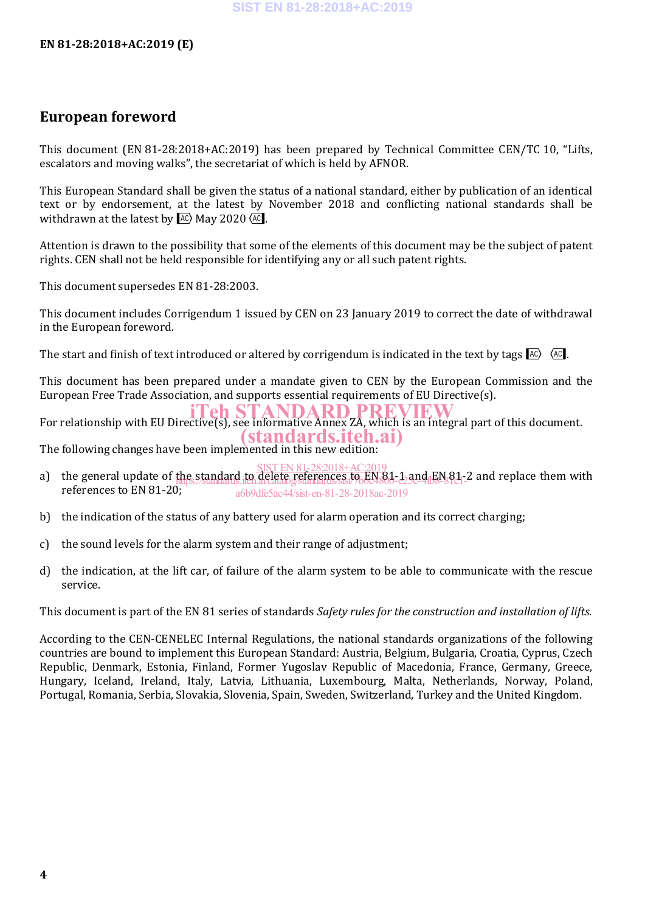## European foreword

This document (EN 81-28:2018+AC:2019) has been prepared by Technical Committee CEN/TC 10, “Lifts, escalators and moving walks”, the secretariat of which is held by AFNOR.

This European Standard shall be given the status of a national standard, either by publication of an identical text or by endorsement, at the latest by November 2018 and conflicting national standards shall be withdrawn at the latest by ⟦AC⟩ May 2020 ⟦AC⟧.

Attention is drawn to the possibility that some of the elements of this document may be the subject of patent rights. CEN shall not be held responsible for identifying any or all such patent rights.

This document supersedes EN 81-28:2003.

This document includes Corrigendum 1 issued by CEN on 23 January 2019 to correct the date of withdrawal in the European foreword.

The start and finish of text introduced or altered by corrigendum is indicated in the text by tags ⟦AC⟩ ⟦AC⟧.

This document has been prepared under a mandate given to CEN by the European Commission and the European Free Trade Association, and supports essential requirements of EU Directive(s).

For relationship with EU Directive(s), see informative Annex ZA, which is an integral part of this document.

The following changes have been implemented in this new edition:

a) the general update of the standard to delete references to EN 81-1 and EN 81-2 and replace them with references to EN 81-20;

b) the indication of the status of any battery used for alarm operation and its correct charging;

c) the sound levels for the alarm system and their range of adjustment;

d) the indication, at the lift car, of failure of the alarm system to be able to communicate with the rescue service.

This document is part of the EN 81 series of standards *Safety rules for the construction and installation of lifts*.

According to the CEN-CENELEC Internal Regulations, the national standards organizations of the following countries are bound to implement this European Standard: Austria, Belgium, Bulgaria, Croatia, Cyprus, Czech Republic, Denmark, Estonia, Finland, Former Yugoslav Republic of Macedonia, France, Germany, Greece, Hungary, Iceland, Ireland, Italy, Latvia, Lithuania, Luxembourg, Malta, Netherlands, Norway, Poland, Portugal, Romania, Serbia, Slovakia, Slovenia, Spain, Sweden, Switzerland, Turkey and the United Kingdom.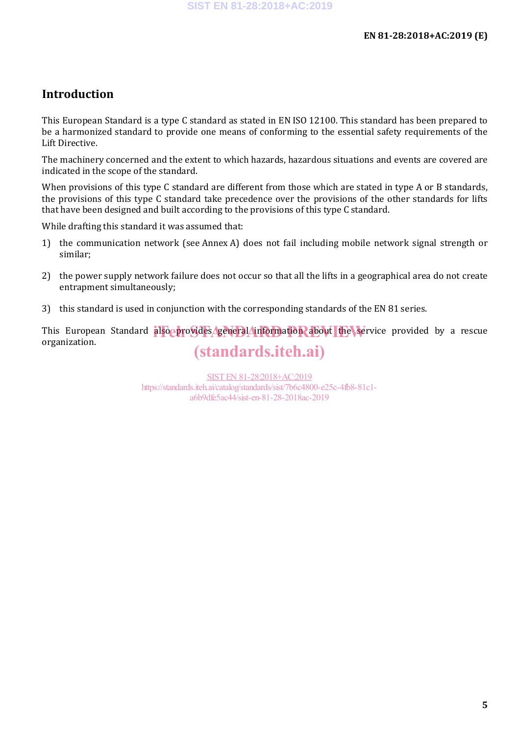# Introduction

This European Standard is a type C standard as stated in EN ISO 12100. This standard has been prepared to be a harmonized standard to provide one means of conforming to the essential safety requirements of the Lift Directive.

The machinery concerned and the extent to which hazards, hazardous situations and events are covered are indicated in the scope of the standard.

When provisions of this type C standard are different from those which are stated in type A or B standards, the provisions of this type C standard take precedence over the provisions of the other standards for lifts that have been designed and built according to the provisions of this type C standard.

While drafting this standard it was assumed that:

1) the communication network (see Annex A) does not fail including mobile network signal strength or similar;

2) the power supply network failure does not occur so that all the lifts in a geographical area do not create entrapment simultaneously;

3) this standard is used in conjunction with the corresponding standards of the EN 81 series.

This European Standard also provides general information about the service provided by a rescue organization.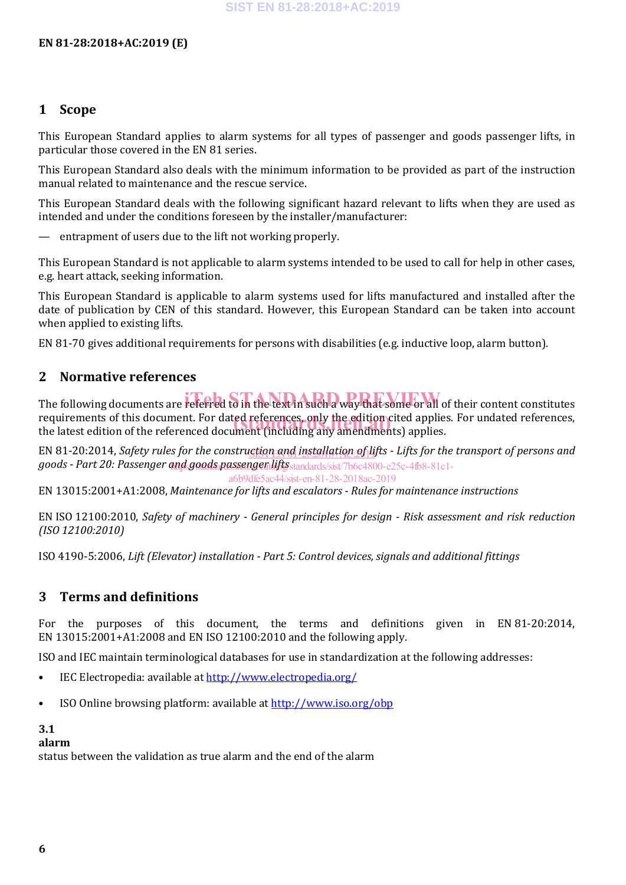## 1 Scope

This European Standard applies to alarm systems for all types of passenger and goods passenger lifts, in particular those covered in the EN 81 series.

This European Standard also deals with the minimum information to be provided as part of the instruction manual related to maintenance and the rescue service.

This European Standard deals with the following significant hazard relevant to lifts when they are used as intended and under the conditions foreseen by the installer/manufacturer:

— entrapment of users due to the lift not working properly.

This European Standard is not applicable to alarm systems intended to be used to call for help in other cases, e.g. heart attack, seeking information.

This European Standard is applicable to alarm systems used for lifts manufactured and installed after the date of publication by CEN of this standard. However, this European Standard can be taken into account when applied to existing lifts.

EN 81-70 gives additional requirements for persons with disabilities (e.g. inductive loop, alarm button).

## 2 Normative references

The following documents are referred to in the text in such a way that some or all of their content constitutes requirements of this document. For dated references, only the edition cited applies. For undated references, the latest edition of the referenced document (including any amendments) applies.

EN 81-20:2014, *Safety rules for the construction and installation of lifts - Lifts for the transport of persons and goods - Part 20: Passenger and goods passenger lifts*

EN 13015:2001+A1:2008, *Maintenance for lifts and escalators - Rules for maintenance instructions*

EN ISO 12100:2010, *Safety of machinery - General principles for design - Risk assessment and risk reduction (ISO 12100:2010)*

ISO 4190-5:2006, *Lift (Elevator) installation - Part 5: Control devices, signals and additional fittings*

## 3 Terms and definitions

For the purposes of this document, the terms and definitions given in EN 81-20:2014, EN 13015:2001+A1:2008 and EN ISO 12100:2010 and the following apply.

ISO and IEC maintain terminological databases for use in standardization at the following addresses:

- IEC Electropedia: available at http://www.electropedia.org/
- ISO Online browsing platform: available at http://www.iso.org/obp

**3.1**
**alarm**
status between the validation as true alarm and the end of the alarm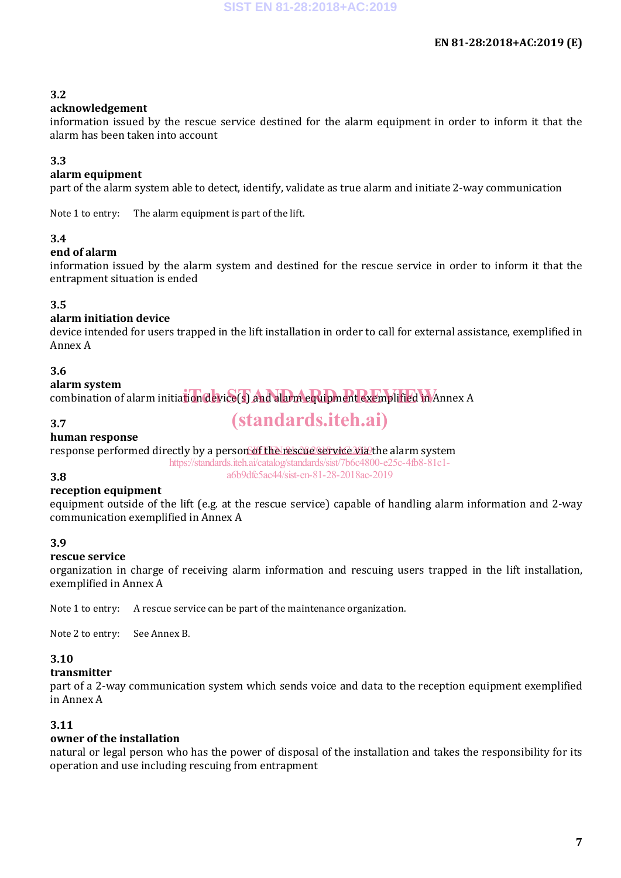**3.2**
**acknowledgement**
information issued by the rescue service destined for the alarm equipment in order to inform it that the alarm has been taken into account

**3.3**
**alarm equipment**
part of the alarm system able to detect, identify, validate as true alarm and initiate 2-way communication

Note 1 to entry: The alarm equipment is part of the lift.

**3.4**
**end of alarm**
information issued by the alarm system and destined for the rescue service in order to inform it that the entrapment situation is ended

**3.5**
**alarm initiation device**
device intended for users trapped in the lift installation in order to call for external assistance, exemplified in Annex A

**3.6**
**alarm system**
combination of alarm initiation device(s) and alarm equipment exemplified in Annex A

**3.7**
**human response**
response performed directly by a person of the rescue service via the alarm system

**3.8**
**reception equipment**
equipment outside of the lift (e.g. at the rescue service) capable of handling alarm information and 2-way communication exemplified in Annex A

**3.9**
**rescue service**
organization in charge of receiving alarm information and rescuing users trapped in the lift installation, exemplified in Annex A

Note 1 to entry: A rescue service can be part of the maintenance organization.

Note 2 to entry: See Annex B.

**3.10**
**transmitter**
part of a 2-way communication system which sends voice and data to the reception equipment exemplified in Annex A

**3.11**
**owner of the installation**
natural or legal person who has the power of disposal of the installation and takes the responsibility for its operation and use including rescuing from entrapment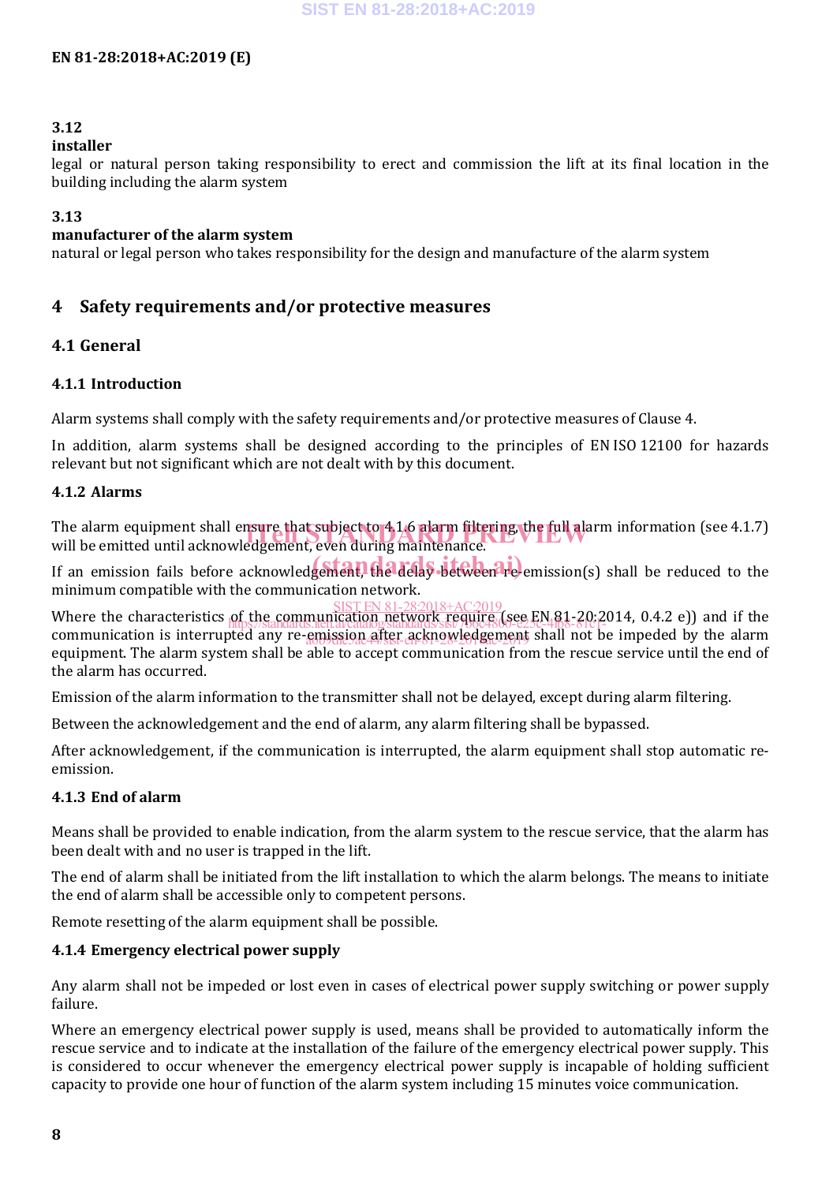**3.12**

**installer**

legal or natural person taking responsibility to erect and commission the lift at its final location in the building including the alarm system

**3.13**

**manufacturer of the alarm system**

natural or legal person who takes responsibility for the design and manufacture of the alarm system

# 4 Safety requirements and/or protective measures

## 4.1 General

### 4.1.1 Introduction

Alarm systems shall comply with the safety requirements and/or protective measures of Clause 4.

In addition, alarm systems shall be designed according to the principles of EN ISO 12100 for hazards relevant but not significant which are not dealt with by this document.

### 4.1.2 Alarms

The alarm equipment shall ensure that subject to 4.1.6 alarm filtering, the full alarm information (see 4.1.7) will be emitted until acknowledgement, even during maintenance.

If an emission fails before acknowledgement, the delay between re-emission(s) shall be reduced to the minimum compatible with the communication network.

Where the characteristics of the communication network require (see EN 81-20:2014, 0.4.2 e)) and if the communication is interrupted any re-emission after acknowledgement shall not be impeded by the alarm equipment. The alarm system shall be able to accept communication from the rescue service until the end of the alarm has occurred.

Emission of the alarm information to the transmitter shall not be delayed, except during alarm filtering.

Between the acknowledgement and the end of alarm, any alarm filtering shall be bypassed.

After acknowledgement, if the communication is interrupted, the alarm equipment shall stop automatic re-emission.

### 4.1.3 End of alarm

Means shall be provided to enable indication, from the alarm system to the rescue service, that the alarm has been dealt with and no user is trapped in the lift.

The end of alarm shall be initiated from the lift installation to which the alarm belongs. The means to initiate the end of alarm shall be accessible only to competent persons.

Remote resetting of the alarm equipment shall be possible.

### 4.1.4 Emergency electrical power supply

Any alarm shall not be impeded or lost even in cases of electrical power supply switching or power supply failure.

Where an emergency electrical power supply is used, means shall be provided to automatically inform the rescue service and to indicate at the installation of the failure of the emergency electrical power supply. This is considered to occur whenever the emergency electrical power supply is incapable of holding sufficient capacity to provide one hour of function of the alarm system including 15 minutes voice communication.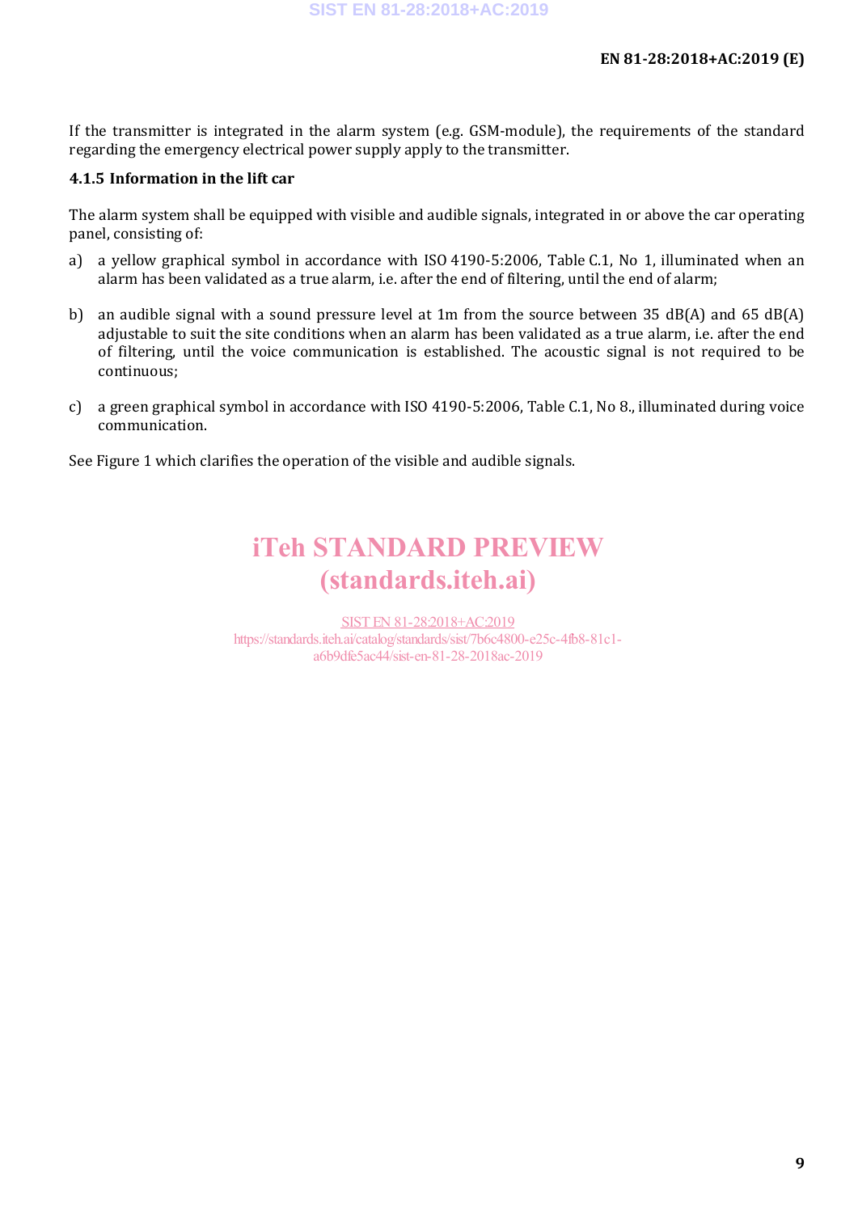If the transmitter is integrated in the alarm system (e.g. GSM-module), the requirements of the standard regarding the emergency electrical power supply apply to the transmitter.

### 4.1.5 Information in the lift car

The alarm system shall be equipped with visible and audible signals, integrated in or above the car operating panel, consisting of:

a) a yellow graphical symbol in accordance with ISO 4190-5:2006, Table C.1, No 1, illuminated when an alarm has been validated as a true alarm, i.e. after the end of filtering, until the end of alarm;

b) an audible signal with a sound pressure level at 1m from the source between 35 dB(A) and 65 dB(A) adjustable to suit the site conditions when an alarm has been validated as a true alarm, i.e. after the end of filtering, until the voice communication is established. The acoustic signal is not required to be continuous;

c) a green graphical symbol in accordance with ISO 4190-5:2006, Table C.1, No 8., illuminated during voice communication.

See Figure 1 which clarifies the operation of the visible and audible signals.